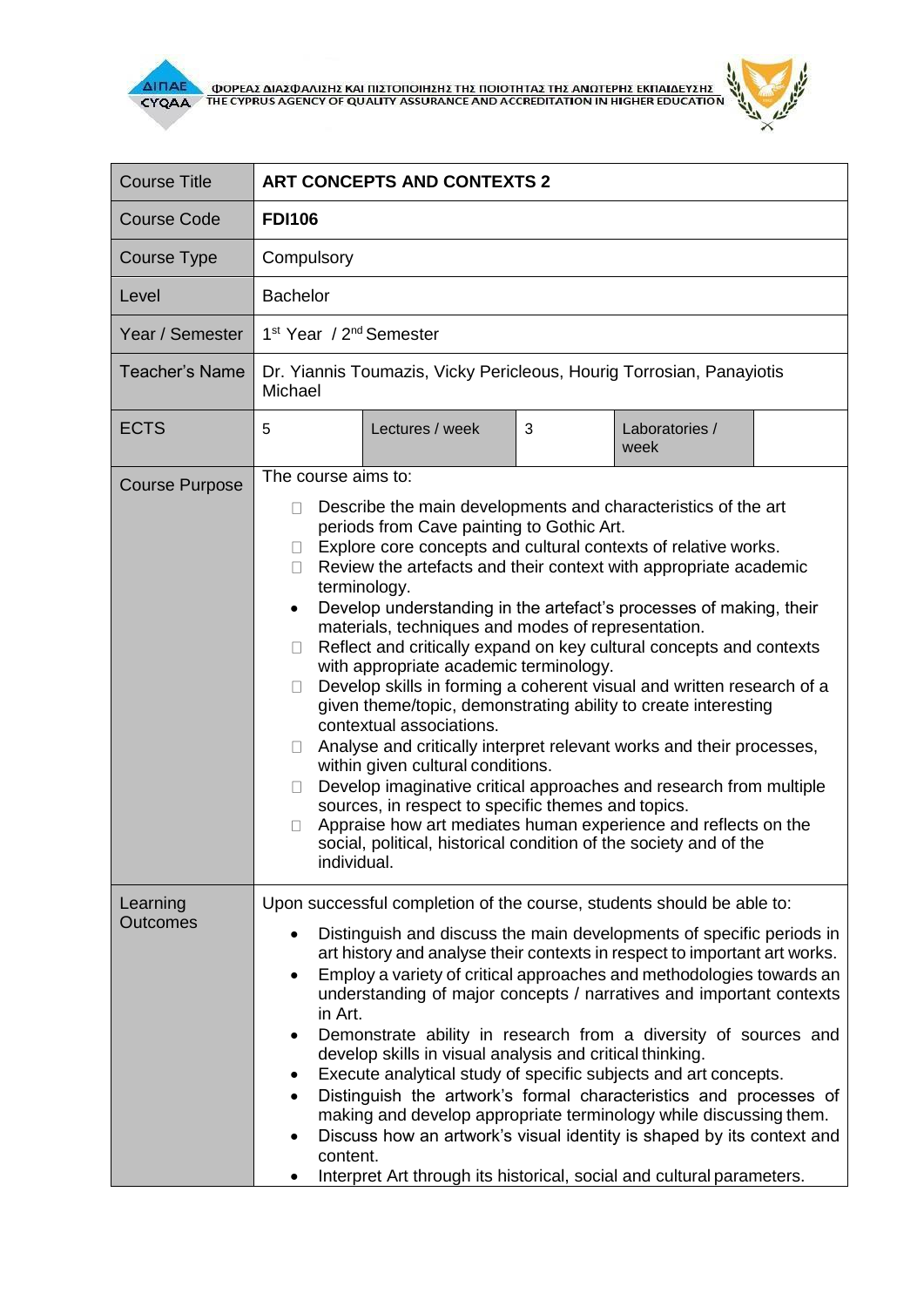ΦΟΡΕΑΣ ΔΙΑΣΦΑΛΙΣΗΣ ΚΑΙ ΠΙΣΤΟΠΟΙΗΣΗΣ ΤΗΣ ΠΟΙΟΤΗΤΑΣ ΤΗΣ ΑΝΩΤΕΡΗΣ ΕΚΠΑΙΔΕΥΣΗΣ
THE CYPRUS AGENCY OF QUALITY ASSURANCE AND ACCREDITATION IN HIGHER EDUCATION

| Course Title | **ART CONCEPTS AND CONTEXTS 2** | | | | |
|---|---|---|---|---|---|
| Course Code | **FDI106** | | | | |
| Course Type | Compulsory | | | | |
| Level | Bachelor | | | | |
| Year / Semester | 1st Year / 2nd Semester | | | | |
| Teacher's Name | Dr. Yiannis Toumazis, Vicky Pericleous, Hourig Torrosian, Panayiotis Michael | | | | |
| ECTS | 5 | Lectures / week | 3 | Laboratories / week | |
| Course Purpose | The course aims to:<br>• Describe the main developments and characteristics of the art periods from Cave painting to Gothic Art.<br>• Explore core concepts and cultural contexts of relative works.<br>• Review the artefacts and their context with appropriate academic terminology.<br>• Develop understanding in the artefact's processes of making, their materials, techniques and modes of representation.<br>• Reflect and critically expand on key cultural concepts and contexts with appropriate academic terminology.<br>• Develop skills in forming a coherent visual and written research of a given theme/topic, demonstrating ability to create interesting contextual associations.<br>• Analyse and critically interpret relevant works and their processes, within given cultural conditions.<br>• Develop imaginative critical approaches and research from multiple sources, in respect to specific themes and topics.<br>• Appraise how art mediates human experience and reflects on the social, political, historical condition of the society and of the individual. | | | | |
| Learning Outcomes | Upon successful completion of the course, students should be able to:<br>• Distinguish and discuss the main developments of specific periods in art history and analyse their contexts in respect to important art works.<br>• Employ a variety of critical approaches and methodologies towards an understanding of major concepts / narratives and important contexts in Art.<br>• Demonstrate ability in research from a diversity of sources and develop skills in visual analysis and critical thinking.<br>• Execute analytical study of specific subjects and art concepts.<br>• Distinguish the artwork's formal characteristics and processes of making and develop appropriate terminology while discussing them.<br>• Discuss how an artwork's visual identity is shaped by its context and content.<br>• Interpret Art through its historical, social and cultural parameters. | | | | |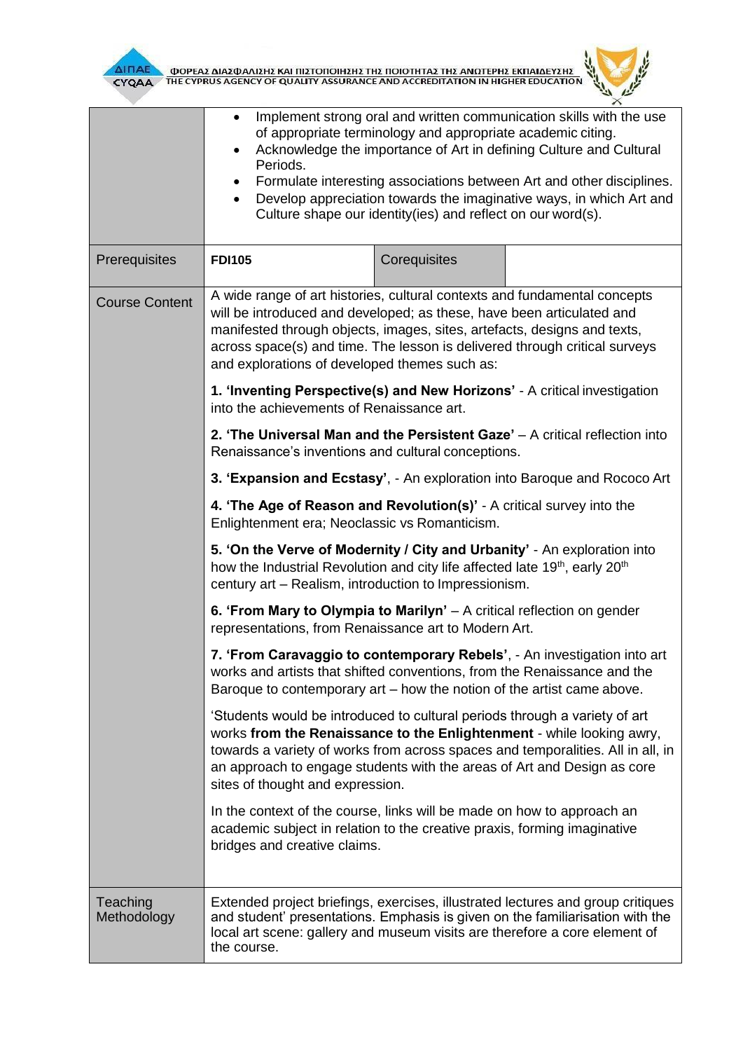| | | | |
|---|---|---|---|
| | • Implement strong oral and written communication skills with the use of appropriate terminology and appropriate academic citing.<br>• Acknowledge the importance of Art in defining Culture and Cultural Periods.<br>• Formulate interesting associations between Art and other disciplines.<br>• Develop appreciation towards the imaginative ways, in which Art and Culture shape our identity(ies) and reflect on our word(s). | | |
| Prerequisites | **FDI105** | Corequisites | |
| Course Content | A wide range of art histories, cultural contexts and fundamental concepts will be introduced and developed; as these, have been articulated and manifested through objects, images, sites, artefacts, designs and texts, across space(s) and time. The lesson is delivered through critical surveys and explorations of developed themes such as:<br><br>**1. 'Inventing Perspective(s) and New Horizons'** - A critical investigation into the achievements of Renaissance art.<br><br>**2. 'The Universal Man and the Persistent Gaze'** – A critical reflection into Renaissance's inventions and cultural conceptions.<br><br>**3. 'Expansion and Ecstasy'**, - An exploration into Baroque and Rococo Art<br><br>**4. 'The Age of Reason and Revolution(s)'** - A critical survey into the Enlightenment era; Neoclassic vs Romanticism.<br><br>**5. 'On the Verve of Modernity / City and Urbanity'** - An exploration into how the Industrial Revolution and city life affected late 19th, early 20th century art – Realism, introduction to Impressionism.<br><br>**6. 'From Mary to Olympia to Marilyn'** – A critical reflection on gender representations, from Renaissance art to Modern Art.<br><br>**7. 'From Caravaggio to contemporary Rebels'**, - An investigation into art works and artists that shifted conventions, from the Renaissance and the Baroque to contemporary art – how the notion of the artist came above.<br><br>'Students would be introduced to cultural periods through a variety of art works **from the Renaissance to the Enlightenment** - while looking awry, towards a variety of works from across spaces and temporalities. All in all, in an approach to engage students with the areas of Art and Design as core sites of thought and expression.<br><br>In the context of the course, links will be made on how to approach an academic subject in relation to the creative praxis, forming imaginative bridges and creative claims. | | |
| Teaching Methodology | Extended project briefings, exercises, illustrated lectures and group critiques and student' presentations. Emphasis is given on the familiarisation with the local art scene: gallery and museum visits are therefore a core element of the course. | | |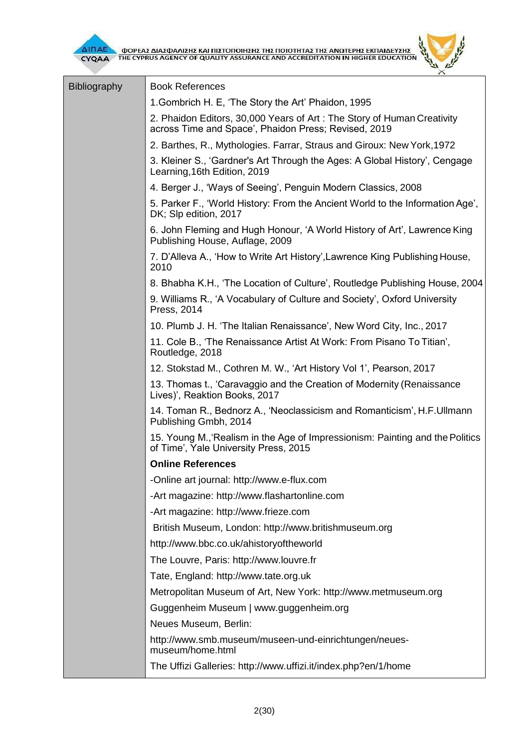| Bibliography | Book References |
| --- | --- |
| | 1.Gombrich H. E, 'The Story the Art' Phaidon, 1995 |
| | 2. Phaidon Editors, 30,000 Years of Art : The Story of Human Creativity across Time and Space', Phaidon Press; Revised, 2019 |
| | 2. Barthes, R., Mythologies. Farrar, Straus and Giroux: New York,1972 |
| | 3. Kleiner S., 'Gardner's Art Through the Ages: A Global History', Cengage Learning,16th Edition, 2019 |
| | 4. Berger J., 'Ways of Seeing', Penguin Modern Classics, 2008 |
| | 5. Parker F., 'World History: From the Ancient World to the Information Age', DK; Slp edition, 2017 |
| | 6. John Fleming and Hugh Honour, 'A World History of Art', Lawrence King Publishing House, Auflage, 2009 |
| | 7. D'Alleva A., 'How to Write Art History',Lawrence King Publishing House, 2010 |
| | 8. Bhabha K.H., 'The Location of Culture', Routledge Publishing House, 2004 |
| | 9. Williams R., 'A Vocabulary of Culture and Society', Oxford University Press, 2014 |
| | 10. Plumb J. H. 'The Italian Renaissance', New Word City, Inc., 2017 |
| | 11. Cole B., 'The Renaissance Artist At Work: From Pisano To Titian', Routledge, 2018 |
| | 12. Stokstad M., Cothren M. W., 'Art History Vol 1', Pearson, 2017 |
| | 13. Thomas t., 'Caravaggio and the Creation of Modernity (Renaissance Lives)', Reaktion Books, 2017 |
| | 14. Toman R., Bednorz A., 'Neoclassicism and Romanticism', H.F.Ullmann Publishing Gmbh, 2014 |
| | 15. Young M.,'Realism in the Age of Impressionism: Painting and the Politics of Time', Yale University Press, 2015 |
| | **Online References** |
| | -Online art journal: http://www.e-flux.com |
| | -Art magazine: http://www.flashartonline.com |
| | -Art magazine: http://www.frieze.com |
| | British Museum, London: http://www.britishmuseum.org |
| | http://www.bbc.co.uk/ahistoryoftheworld |
| | The Louvre, Paris: http://www.louvre.fr |
| | Tate, England: http://www.tate.org.uk |
| | Metropolitan Museum of Art, New York: http://www.metmuseum.org |
| | Guggenheim Museum \| www.guggenheim.org |
| | Neues Museum, Berlin: |
| | http://www.smb.museum/museen-und-einrichtungen/neues-museum/home.html |
| | The Uffizi Galleries: http://www.uffizi.it/index.php?en/1/home |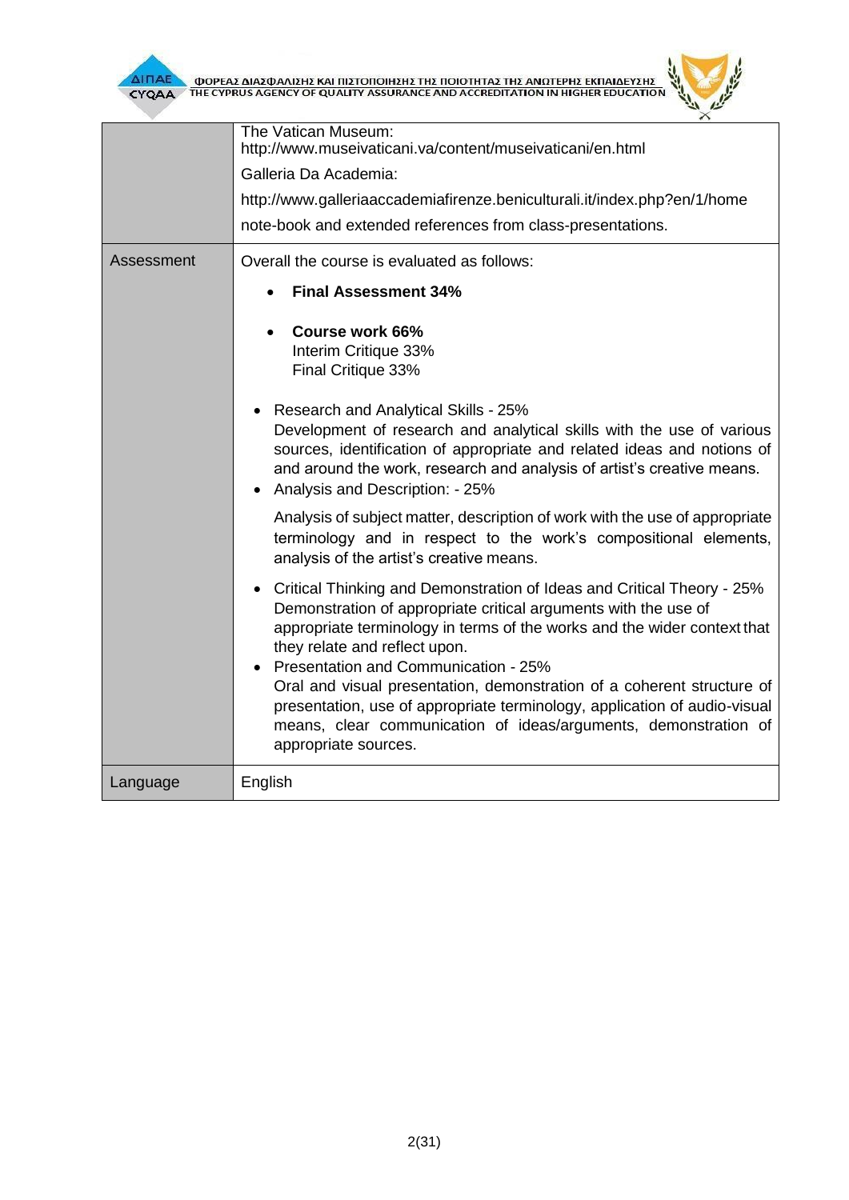| | |
|---|---|
| | The Vatican Museum: http://www.museivaticani.va/content/museivaticani/en.html<br><br>Galleria Da Academia:<br><br>http://www.galleriaaccademiafirenze.beniculturali.it/index.php?en/1/home<br><br>note-book and extended references from class-presentations. |
| Assessment | Overall the course is evaluated as follows:<br><br>• **Final Assessment 34%**<br><br>• **Course work 66%**<br>Interim Critique 33%<br>Final Critique 33%<br><br>• Research and Analytical Skills - 25%<br>Development of research and analytical skills with the use of various sources, identification of appropriate and related ideas and notions of and around the work, research and analysis of artist's creative means.<br>• Analysis and Description: - 25%<br>Analysis of subject matter, description of work with the use of appropriate terminology and in respect to the work's compositional elements, analysis of the artist's creative means.<br>• Critical Thinking and Demonstration of Ideas and Critical Theory - 25%<br>Demonstration of appropriate critical arguments with the use of appropriate terminology in terms of the works and the wider context that they relate and reflect upon.<br>• Presentation and Communication - 25%<br>Oral and visual presentation, demonstration of a coherent structure of presentation, use of appropriate terminology, application of audio-visual means, clear communication of ideas/arguments, demonstration of appropriate sources. |
| Language | English |